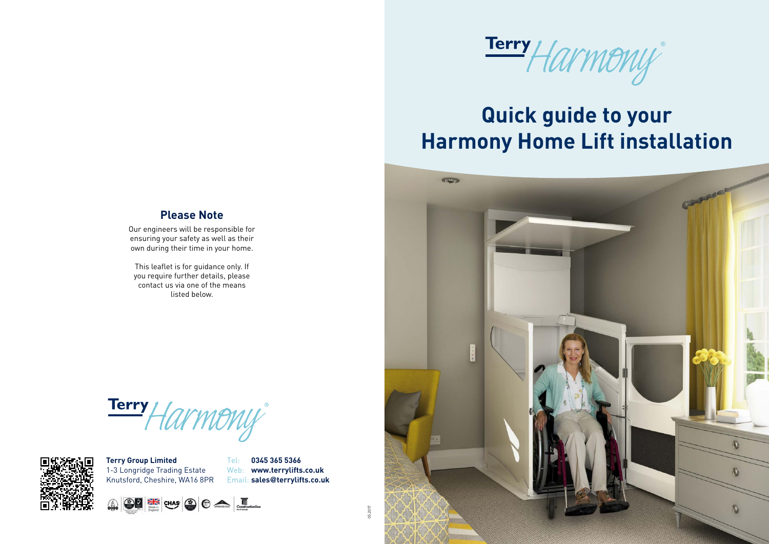# Terry Harmony®

## Quick guide to your Harmony Home Lift installation

## Please Note

Our engineers will be responsible for ensuring your safety as well as their own during their time in your home.

This leaflet is for guidance only. If you require further details, please contact us via one of the means listed below.

Terry Harmony®

**Terry Group Limited**
1-3 Longridge Trading Estate
Knutsford, Cheshire, WA16 8PR

Tel: **0345 365 5366**
Web: **www.terrylifts.co.uk**
Email: **sales@terrylifts.co.uk**

05.2017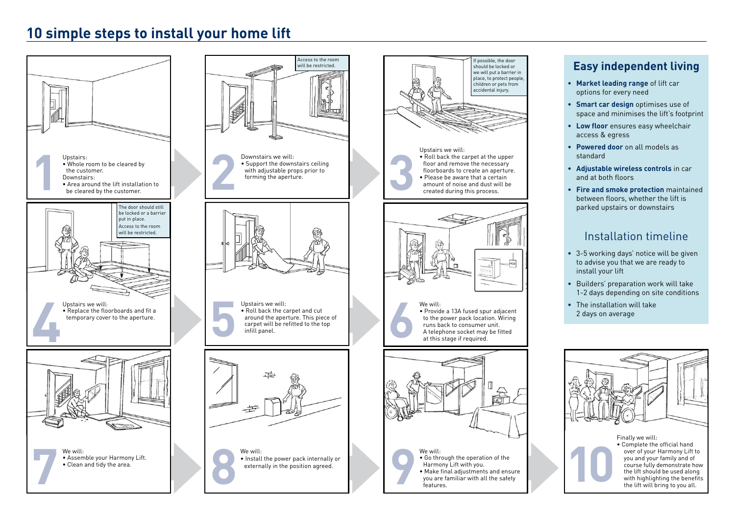# 10 simple steps to install your home lift

**1**

Upstairs:
- Whole room to be cleared by the customer.

Downstairs:
- Area around the lift installation to be cleared by the customer.

**2**

Access to the room will be restricted.

Downstairs we will:
- Support the downstairs ceiling with adjustable props prior to forming the aperture.

**3**

If possible, the door should be locked or we will put a barrier in place, to protect people, children or pets from accidental injury.

Upstairs we will:
- Roll back the carpet at the upper floor and remove the necessary floorboards to create an aperture.
- Please be aware that a certain amount of noise and dust will be created during this process.

**4**

The door should still be locked or a barrier put in place.
Access to the room will be restricted.

Upstairs we will:
- Replace the floorboards and fit a temporary cover to the aperture.

**5**

Upstairs we will:
- Roll back the carpet and cut around the aperture. This piece of carpet will be refitted to the top infill panel.

**6**

We will:
- Provide a 13A fused spur adjacent to the power pack location. Wiring runs back to consumer unit. A telephone socket may be fitted at this stage if required.

**7**

We will:
- Assemble your Harmony Lift.
- Clean and tidy the area.

**8**

We will:
- Install the power pack internally or externally in the position agreed.

**9**

We will:
- Go through the operation of the Harmony Lift with you.
- Make final adjustments and ensure you are familiar with all the safety features.

**10**

Finally we will:
- Complete the official hand over of your Harmony Lift to you and your family and of course fully demonstrate how the lift should be used along with highlighting the benefits the lift will bring to you all.

## Easy independent living

- **Market leading range** of lift car options for every need
- **Smart car design** optimises use of space and minimises the lift's footprint
- **Low floor** ensures easy wheelchair access & egress
- **Powered door** on all models as standard
- **Adjustable wireless controls** in car and at both floors
- **Fire and smoke protection** maintained between floors, whether the lift is parked upstairs or downstairs

## Installation timeline

- 3-5 working days' notice will be given to advise you that we are ready to install your lift
- Builders' preparation work will take 1-2 days depending on site conditions
- The installation will take 2 days on average